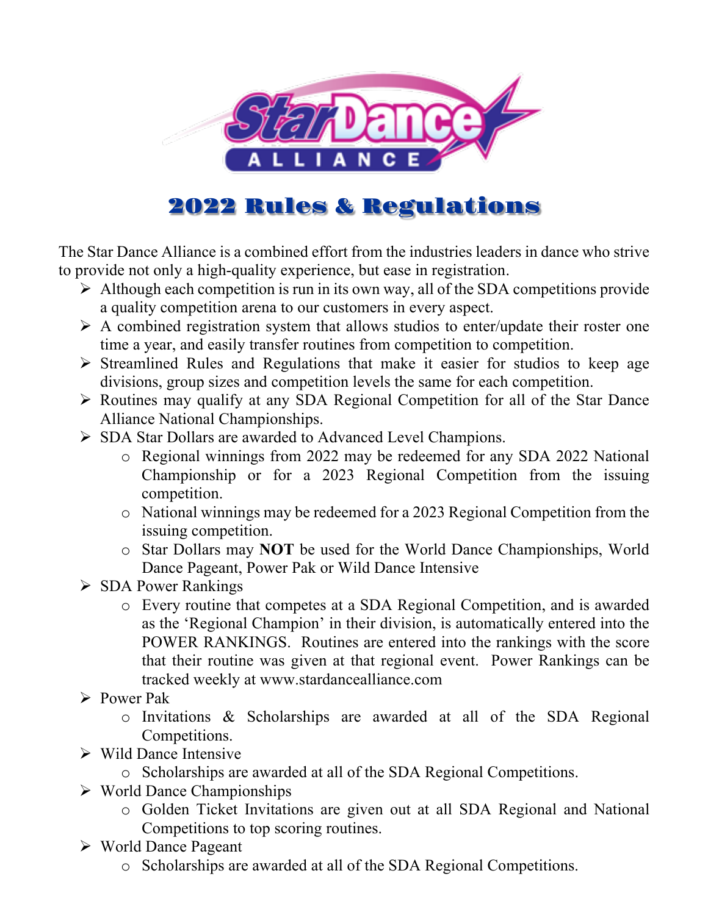# 2022 Rules & Regulations

The Star Dance Alliance is a combined effort from the industries leaders in dance who strive to provide not only a high-quality experience, but ease in registration.

- Although each competition is run in its own way, all of the SDA competitions provide a quality competition arena to our customers in every aspect.
- A combined registration system that allows studios to enter/update their roster one time a year, and easily transfer routines from competition to competition.
- Streamlined Rules and Regulations that make it easier for studios to keep age divisions, group sizes and competition levels the same for each competition.
- Routines may qualify at any SDA Regional Competition for all of the Star Dance Alliance National Championships.
- SDA Star Dollars are awarded to Advanced Level Champions.
  - Regional winnings from 2022 may be redeemed for any SDA 2022 National Championship or for a 2023 Regional Competition from the issuing competition.
  - National winnings may be redeemed for a 2023 Regional Competition from the issuing competition.
  - Star Dollars may **NOT** be used for the World Dance Championships, World Dance Pageant, Power Pak or Wild Dance Intensive
- SDA Power Rankings
  - Every routine that competes at a SDA Regional Competition, and is awarded as the 'Regional Champion' in their division, is automatically entered into the POWER RANKINGS. Routines are entered into the rankings with the score that their routine was given at that regional event. Power Rankings can be tracked weekly at www.stardancealliance.com
- Power Pak
  - Invitations & Scholarships are awarded at all of the SDA Regional Competitions.
- Wild Dance Intensive
  - Scholarships are awarded at all of the SDA Regional Competitions.
- World Dance Championships
  - Golden Ticket Invitations are given out at all SDA Regional and National Competitions to top scoring routines.
- World Dance Pageant
  - Scholarships are awarded at all of the SDA Regional Competitions.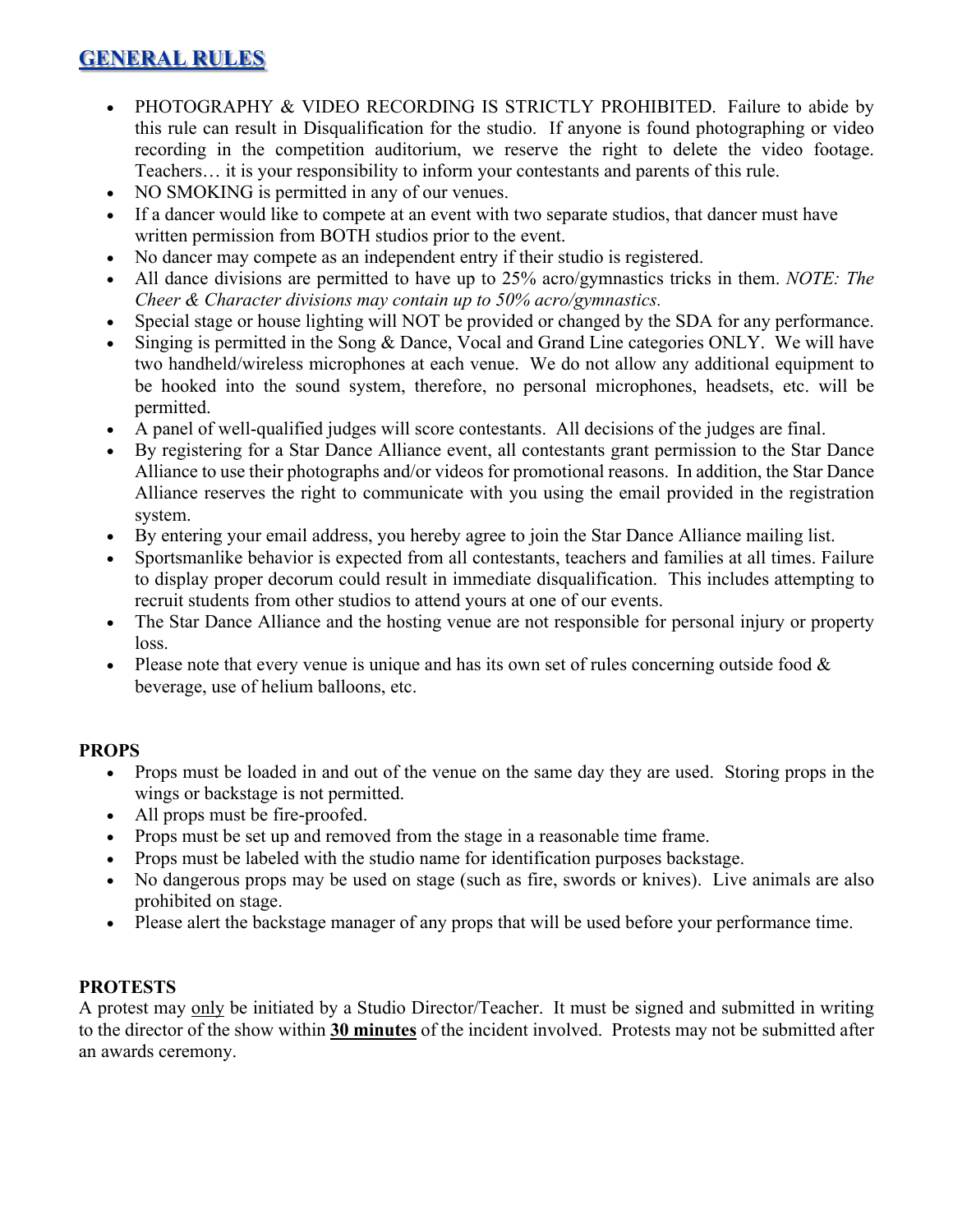## GENERAL RULES

- PHOTOGRAPHY & VIDEO RECORDING IS STRICTLY PROHIBITED. Failure to abide by this rule can result in Disqualification for the studio. If anyone is found photographing or video recording in the competition auditorium, we reserve the right to delete the video footage. Teachers… it is your responsibility to inform your contestants and parents of this rule.
- NO SMOKING is permitted in any of our venues.
- If a dancer would like to compete at an event with two separate studios, that dancer must have written permission from BOTH studios prior to the event.
- No dancer may compete as an independent entry if their studio is registered.
- All dance divisions are permitted to have up to 25% acro/gymnastics tricks in them. *NOTE: The Cheer & Character divisions may contain up to 50% acro/gymnastics.*
- Special stage or house lighting will NOT be provided or changed by the SDA for any performance.
- Singing is permitted in the Song & Dance, Vocal and Grand Line categories ONLY. We will have two handheld/wireless microphones at each venue. We do not allow any additional equipment to be hooked into the sound system, therefore, no personal microphones, headsets, etc. will be permitted.
- A panel of well-qualified judges will score contestants. All decisions of the judges are final.
- By registering for a Star Dance Alliance event, all contestants grant permission to the Star Dance Alliance to use their photographs and/or videos for promotional reasons. In addition, the Star Dance Alliance reserves the right to communicate with you using the email provided in the registration system.
- By entering your email address, you hereby agree to join the Star Dance Alliance mailing list.
- Sportsmanlike behavior is expected from all contestants, teachers and families at all times. Failure to display proper decorum could result in immediate disqualification. This includes attempting to recruit students from other studios to attend yours at one of our events.
- The Star Dance Alliance and the hosting venue are not responsible for personal injury or property loss.
- Please note that every venue is unique and has its own set of rules concerning outside food & beverage, use of helium balloons, etc.

**PROPS**

- Props must be loaded in and out of the venue on the same day they are used. Storing props in the wings or backstage is not permitted.
- All props must be fire-proofed.
- Props must be set up and removed from the stage in a reasonable time frame.
- Props must be labeled with the studio name for identification purposes backstage.
- No dangerous props may be used on stage (such as fire, swords or knives). Live animals are also prohibited on stage.
- Please alert the backstage manager of any props that will be used before your performance time.

**PROTESTS**

A protest may only be initiated by a Studio Director/Teacher. It must be signed and submitted in writing to the director of the show within **30 minutes** of the incident involved. Protests may not be submitted after an awards ceremony.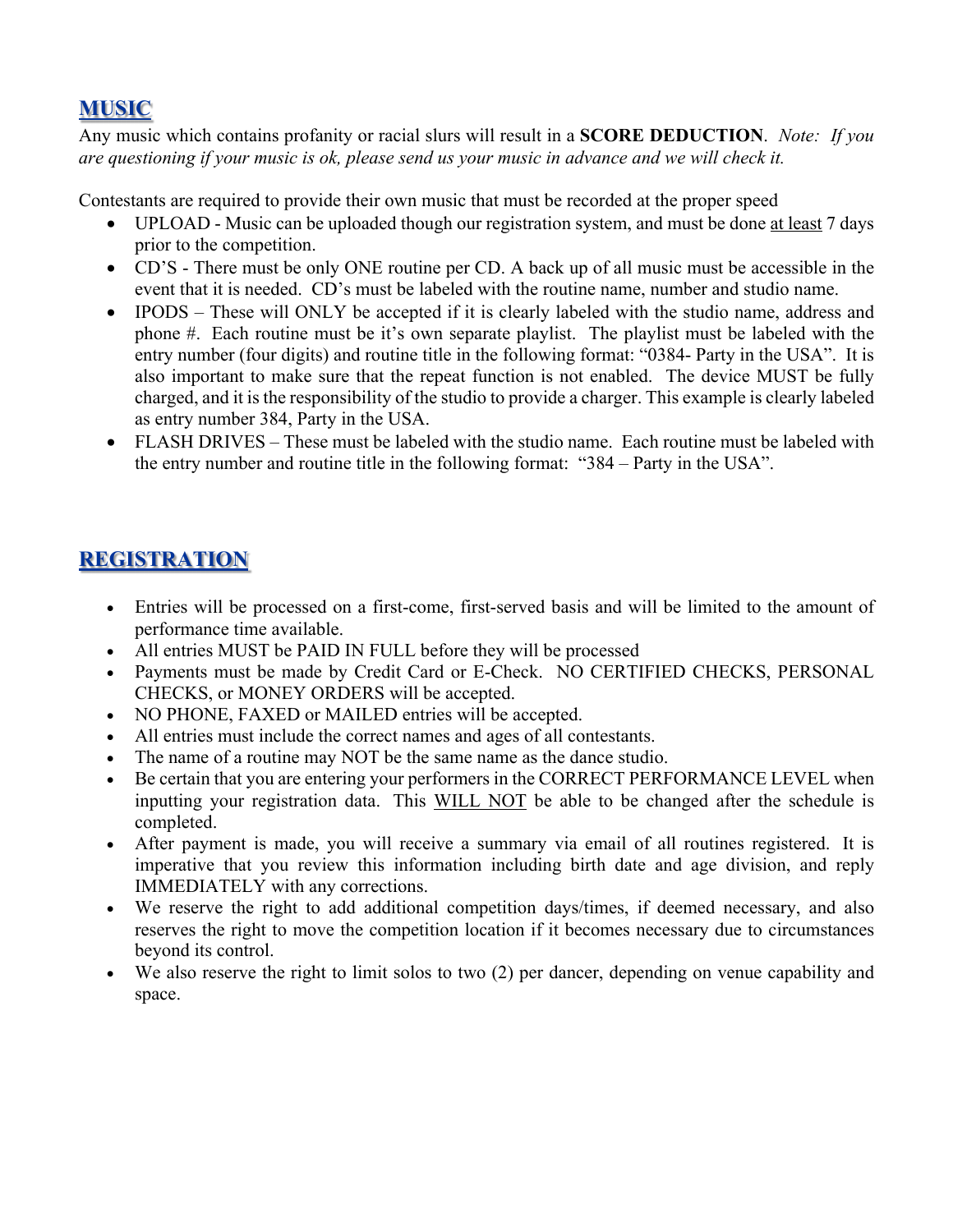## MUSIC

Any music which contains profanity or racial slurs will result in a **SCORE DEDUCTION**. *Note: If you are questioning if your music is ok, please send us your music in advance and we will check it.*

Contestants are required to provide their own music that must be recorded at the proper speed

- UPLOAD - Music can be uploaded though our registration system, and must be done <u>at least</u> 7 days prior to the competition.
- CD'S - There must be only ONE routine per CD. A back up of all music must be accessible in the event that it is needed. CD's must be labeled with the routine name, number and studio name.
- IPODS – These will ONLY be accepted if it is clearly labeled with the studio name, address and phone #. Each routine must be it's own separate playlist. The playlist must be labeled with the entry number (four digits) and routine title in the following format: "0384- Party in the USA". It is also important to make sure that the repeat function is not enabled. The device MUST be fully charged, and it is the responsibility of the studio to provide a charger. This example is clearly labeled as entry number 384, Party in the USA.
- FLASH DRIVES – These must be labeled with the studio name. Each routine must be labeled with the entry number and routine title in the following format: "384 – Party in the USA".

## REGISTRATION

- Entries will be processed on a first-come, first-served basis and will be limited to the amount of performance time available.
- All entries MUST be PAID IN FULL before they will be processed
- Payments must be made by Credit Card or E-Check. NO CERTIFIED CHECKS, PERSONAL CHECKS, or MONEY ORDERS will be accepted.
- NO PHONE, FAXED or MAILED entries will be accepted.
- All entries must include the correct names and ages of all contestants.
- The name of a routine may NOT be the same name as the dance studio.
- Be certain that you are entering your performers in the CORRECT PERFORMANCE LEVEL when inputting your registration data. This <u>WILL NOT</u> be able to be changed after the schedule is completed.
- After payment is made, you will receive a summary via email of all routines registered. It is imperative that you review this information including birth date and age division, and reply IMMEDIATELY with any corrections.
- We reserve the right to add additional competition days/times, if deemed necessary, and also reserves the right to move the competition location if it becomes necessary due to circumstances beyond its control.
- We also reserve the right to limit solos to two (2) per dancer, depending on venue capability and space.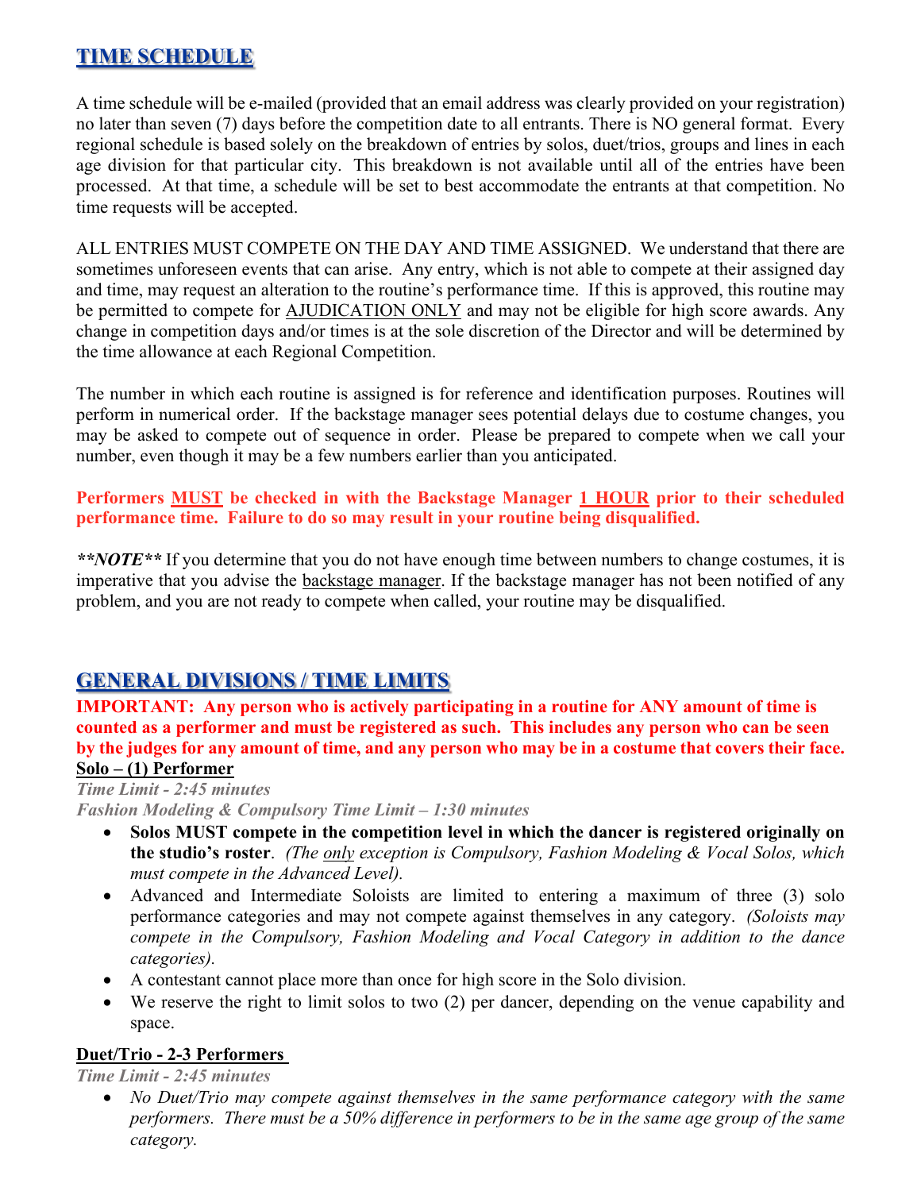## TIME SCHEDULE

A time schedule will be e-mailed (provided that an email address was clearly provided on your registration) no later than seven (7) days before the competition date to all entrants. There is NO general format. Every regional schedule is based solely on the breakdown of entries by solos, duet/trios, groups and lines in each age division for that particular city. This breakdown is not available until all of the entries have been processed. At that time, a schedule will be set to best accommodate the entrants at that competition. No time requests will be accepted.

ALL ENTRIES MUST COMPETE ON THE DAY AND TIME ASSIGNED. We understand that there are sometimes unforeseen events that can arise. Any entry, which is not able to compete at their assigned day and time, may request an alteration to the routine's performance time. If this is approved, this routine may be permitted to compete for AJUDICATION ONLY and may not be eligible for high score awards. Any change in competition days and/or times is at the sole discretion of the Director and will be determined by the time allowance at each Regional Competition.

The number in which each routine is assigned is for reference and identification purposes. Routines will perform in numerical order. If the backstage manager sees potential delays due to costume changes, you may be asked to compete out of sequence in order. Please be prepared to compete when we call your number, even though it may be a few numbers earlier than you anticipated.

**Performers MUST be checked in with the Backstage Manager 1 HOUR prior to their scheduled performance time. Failure to do so may result in your routine being disqualified.**

***\*\*NOTE\*\**** If you determine that you do not have enough time between numbers to change costumes, it is imperative that you advise the backstage manager. If the backstage manager has not been notified of any problem, and you are not ready to compete when called, your routine may be disqualified.

## GENERAL DIVISIONS / TIME LIMITS

**IMPORTANT: Any person who is actively participating in a routine for ANY amount of time is counted as a performer and must be registered as such. This includes any person who can be seen by the judges for any amount of time, and any person who may be in a costume that covers their face.**

**Solo – (1) Performer**

*Time Limit - 2:45 minutes*
*Fashion Modeling & Compulsory Time Limit – 1:30 minutes*

- **Solos MUST compete in the competition level in which the dancer is registered originally on the studio's roster**. *(The only exception is Compulsory, Fashion Modeling & Vocal Solos, which must compete in the Advanced Level).*
- Advanced and Intermediate Soloists are limited to entering a maximum of three (3) solo performance categories and may not compete against themselves in any category. *(Soloists may compete in the Compulsory, Fashion Modeling and Vocal Category in addition to the dance categories).*
- A contestant cannot place more than once for high score in the Solo division.
- We reserve the right to limit solos to two (2) per dancer, depending on the venue capability and space.

**Duet/Trio - 2-3 Performers**

*Time Limit - 2:45 minutes*

- *No Duet/Trio may compete against themselves in the same performance category with the same performers. There must be a 50% difference in performers to be in the same age group of the same category.*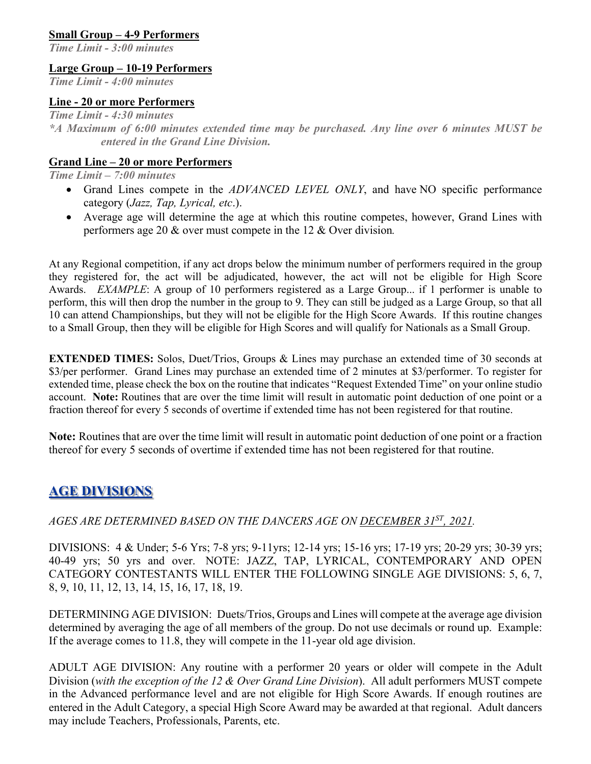**Small Group – 4-9 Performers**
*Time Limit - 3:00 minutes*

**Large Group – 10-19 Performers**
*Time Limit - 4:00 minutes*

**Line - 20 or more Performers**
*Time Limit - 4:30 minutes*
**_*A Maximum of 6:00 minutes extended time may be purchased. Any line over 6 minutes MUST be entered in the Grand Line Division._**

**Grand Line – 20 or more Performers**
*Time Limit – 7:00 minutes*

- Grand Lines compete in the *ADVANCED LEVEL ONLY*, and have NO specific performance category (*Jazz, Tap, Lyrical, etc*.).
- Average age will determine the age at which this routine competes, however, Grand Lines with performers age 20 & over must compete in the 12 & Over division.

At any Regional competition, if any act drops below the minimum number of performers required in the group they registered for, the act will be adjudicated, however, the act will not be eligible for High Score Awards. *EXAMPLE*: A group of 10 performers registered as a Large Group... if 1 performer is unable to perform, this will then drop the number in the group to 9. They can still be judged as a Large Group, so that all 10 can attend Championships, but they will not be eligible for the High Score Awards. If this routine changes to a Small Group, then they will be eligible for High Scores and will qualify for Nationals as a Small Group.

**EXTENDED TIMES:** Solos, Duet/Trios, Groups & Lines may purchase an extended time of 30 seconds at $3/per performer. Grand Lines may purchase an extended time of 2 minutes at $3/performer. To register for extended time, please check the box on the routine that indicates "Request Extended Time" on your online studio account. **Note:** Routines that are over the time limit will result in automatic point deduction of one point or a fraction thereof for every 5 seconds of overtime if extended time has not been registered for that routine.

**Note:** Routines that are over the time limit will result in automatic point deduction of one point or a fraction thereof for every 5 seconds of overtime if extended time has not been registered for that routine.

## AGE DIVISIONS

*AGES ARE DETERMINED BASED ON THE DANCERS AGE ON DECEMBER 31ST, 2021.*

DIVISIONS: 4 & Under; 5-6 Yrs; 7-8 yrs; 9-11yrs; 12-14 yrs; 15-16 yrs; 17-19 yrs; 20-29 yrs; 30-39 yrs; 40-49 yrs; 50 yrs and over. NOTE: JAZZ, TAP, LYRICAL, CONTEMPORARY AND OPEN CATEGORY CONTESTANTS WILL ENTER THE FOLLOWING SINGLE AGE DIVISIONS: 5, 6, 7, 8, 9, 10, 11, 12, 13, 14, 15, 16, 17, 18, 19.

DETERMINING AGE DIVISION: Duets/Trios, Groups and Lines will compete at the average age division determined by averaging the age of all members of the group. Do not use decimals or round up. Example: If the average comes to 11.8, they will compete in the 11-year old age division.

ADULT AGE DIVISION: Any routine with a performer 20 years or older will compete in the Adult Division (*with the exception of the 12 & Over Grand Line Division*). All adult performers MUST compete in the Advanced performance level and are not eligible for High Score Awards. If enough routines are entered in the Adult Category, a special High Score Award may be awarded at that regional. Adult dancers may include Teachers, Professionals, Parents, etc.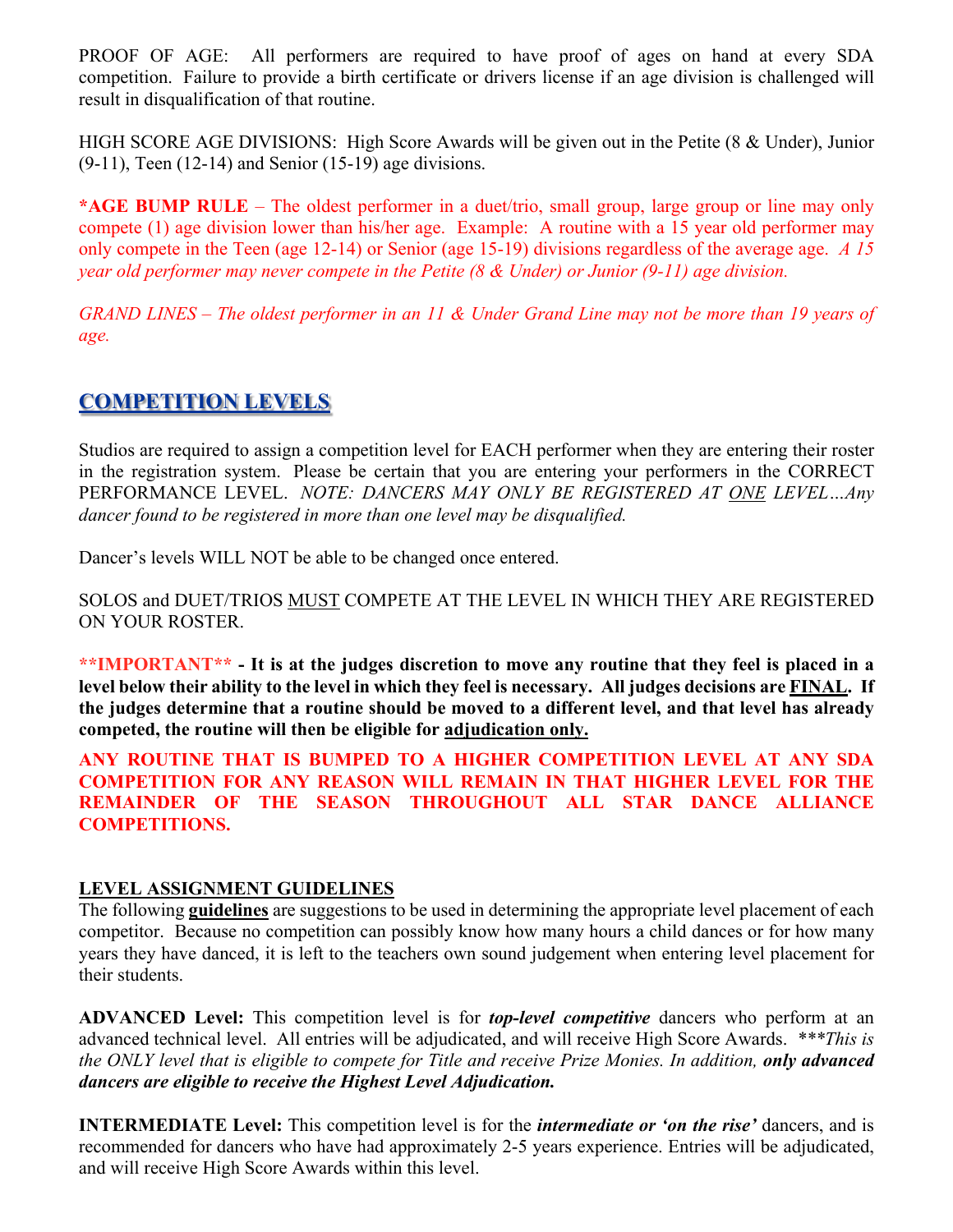PROOF OF AGE: All performers are required to have proof of ages on hand at every SDA competition. Failure to provide a birth certificate or drivers license if an age division is challenged will result in disqualification of that routine.

HIGH SCORE AGE DIVISIONS: High Score Awards will be given out in the Petite (8 & Under), Junior (9-11), Teen (12-14) and Senior (15-19) age divisions.

**\*AGE BUMP RULE** – The oldest performer in a duet/trio, small group, large group or line may only compete (1) age division lower than his/her age. Example: A routine with a 15 year old performer may only compete in the Teen (age 12-14) or Senior (age 15-19) divisions regardless of the average age. *A 15 year old performer may never compete in the Petite (8 & Under) or Junior (9-11) age division.*

*GRAND LINES – The oldest performer in an 11 & Under Grand Line may not be more than 19 years of age.*

## COMPETITION LEVELS

Studios are required to assign a competition level for EACH performer when they are entering their roster in the registration system. Please be certain that you are entering your performers in the CORRECT PERFORMANCE LEVEL. *NOTE: DANCERS MAY ONLY BE REGISTERED AT ONE LEVEL…Any dancer found to be registered in more than one level may be disqualified.*

Dancer's levels WILL NOT be able to be changed once entered.

SOLOS and DUET/TRIOS MUST COMPETE AT THE LEVEL IN WHICH THEY ARE REGISTERED ON YOUR ROSTER.

**\*\*IMPORTANT\*\* - It is at the judges discretion to move any routine that they feel is placed in a level below their ability to the level in which they feel is necessary. All judges decisions are FINAL. If the judges determine that a routine should be moved to a different level, and that level has already competed, the routine will then be eligible for adjudication only.**

**ANY ROUTINE THAT IS BUMPED TO A HIGHER COMPETITION LEVEL AT ANY SDA COMPETITION FOR ANY REASON WILL REMAIN IN THAT HIGHER LEVEL FOR THE REMAINDER OF THE SEASON THROUGHOUT ALL STAR DANCE ALLIANCE COMPETITIONS.**

### LEVEL ASSIGNMENT GUIDELINES

The following **guidelines** are suggestions to be used in determining the appropriate level placement of each competitor. Because no competition can possibly know how many hours a child dances or for how many years they have danced, it is left to the teachers own sound judgement when entering level placement for their students.

**ADVANCED Level:** This competition level is for ***top-level competitive*** dancers who perform at an advanced technical level. All entries will be adjudicated, and will receive High Score Awards. *\*\*\*This is the ONLY level that is eligible to compete for Title and receive Prize Monies. In addition,* ***only advanced dancers are eligible to receive the Highest Level Adjudication.***

**INTERMEDIATE Level:** This competition level is for the ***intermediate or 'on the rise'*** dancers, and is recommended for dancers who have had approximately 2-5 years experience. Entries will be adjudicated, and will receive High Score Awards within this level.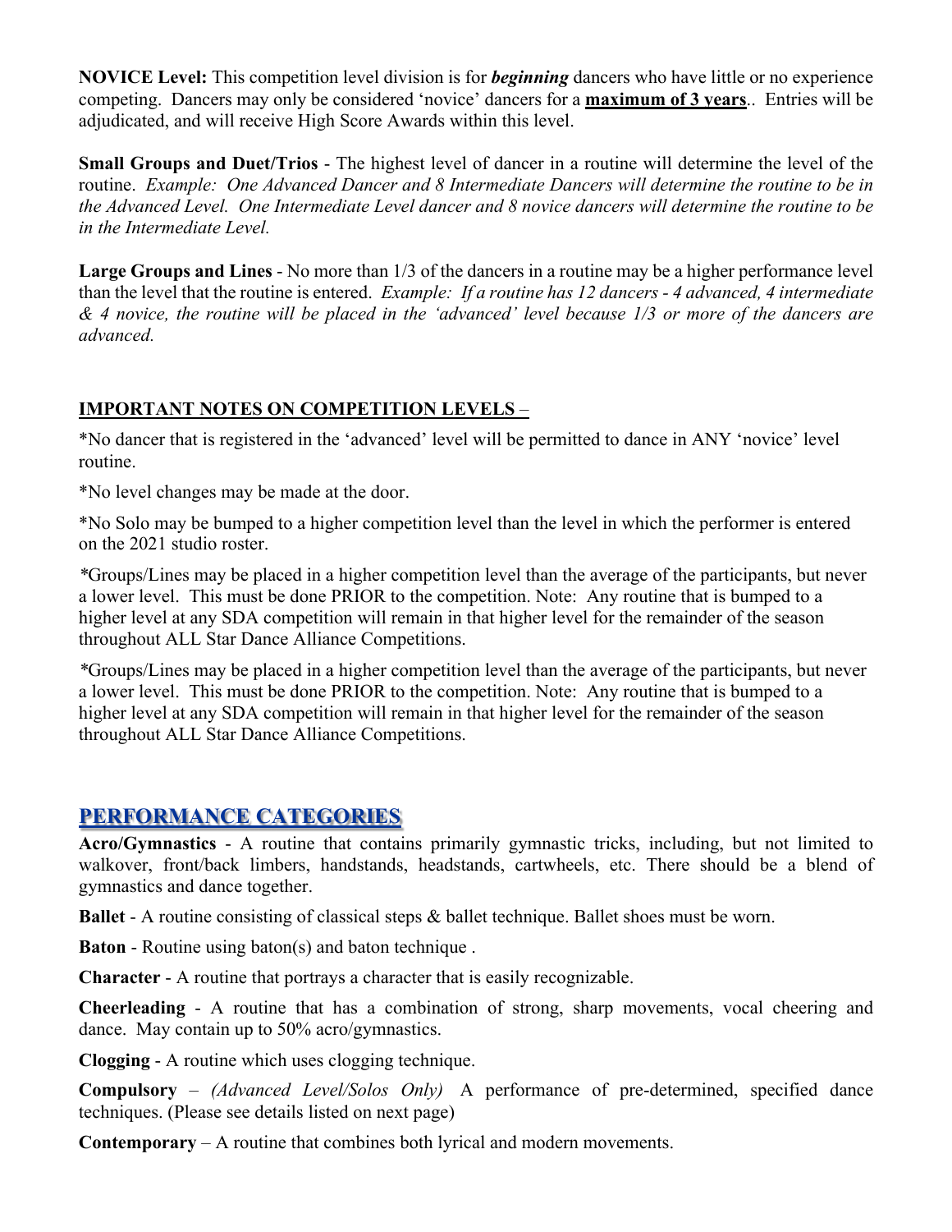**NOVICE Level:** This competition level division is for ***beginning*** dancers who have little or no experience competing. Dancers may only be considered 'novice' dancers for a **maximum of 3 years**.. Entries will be adjudicated, and will receive High Score Awards within this level.

**Small Groups and Duet/Trios** - The highest level of dancer in a routine will determine the level of the routine. *Example: One Advanced Dancer and 8 Intermediate Dancers will determine the routine to be in the Advanced Level. One Intermediate Level dancer and 8 novice dancers will determine the routine to be in the Intermediate Level.*

**Large Groups and Lines** - No more than 1/3 of the dancers in a routine may be a higher performance level than the level that the routine is entered. *Example: If a routine has 12 dancers - 4 advanced, 4 intermediate & 4 novice, the routine will be placed in the 'advanced' level because 1/3 or more of the dancers are advanced.*

## IMPORTANT NOTES ON COMPETITION LEVELS –

*No dancer that is registered in the 'advanced' level will be permitted to dance in ANY 'novice' level routine.

*No level changes may be made at the door.

*No Solo may be bumped to a higher competition level than the level in which the performer is entered on the 2021 studio roster.

*Groups/Lines may be placed in a higher competition level than the average of the participants, but never a lower level. This must be done PRIOR to the competition. Note: Any routine that is bumped to a higher level at any SDA competition will remain in that higher level for the remainder of the season throughout ALL Star Dance Alliance Competitions.

*Groups/Lines may be placed in a higher competition level than the average of the participants, but never a lower level. This must be done PRIOR to the competition. Note: Any routine that is bumped to a higher level at any SDA competition will remain in that higher level for the remainder of the season throughout ALL Star Dance Alliance Competitions.

## PERFORMANCE CATEGORIES

**Acro/Gymnastics** - A routine that contains primarily gymnastic tricks, including, but not limited to walkover, front/back limbers, handstands, headstands, cartwheels, etc. There should be a blend of gymnastics and dance together.

**Ballet** - A routine consisting of classical steps & ballet technique. Ballet shoes must be worn.

**Baton** - Routine using baton(s) and baton technique .

**Character** - A routine that portrays a character that is easily recognizable.

**Cheerleading** - A routine that has a combination of strong, sharp movements, vocal cheering and dance. May contain up to 50% acro/gymnastics.

**Clogging** - A routine which uses clogging technique.

**Compulsory** – *(Advanced Level/Solos Only)* A performance of pre-determined, specified dance techniques. (Please see details listed on next page)

**Contemporary** – A routine that combines both lyrical and modern movements.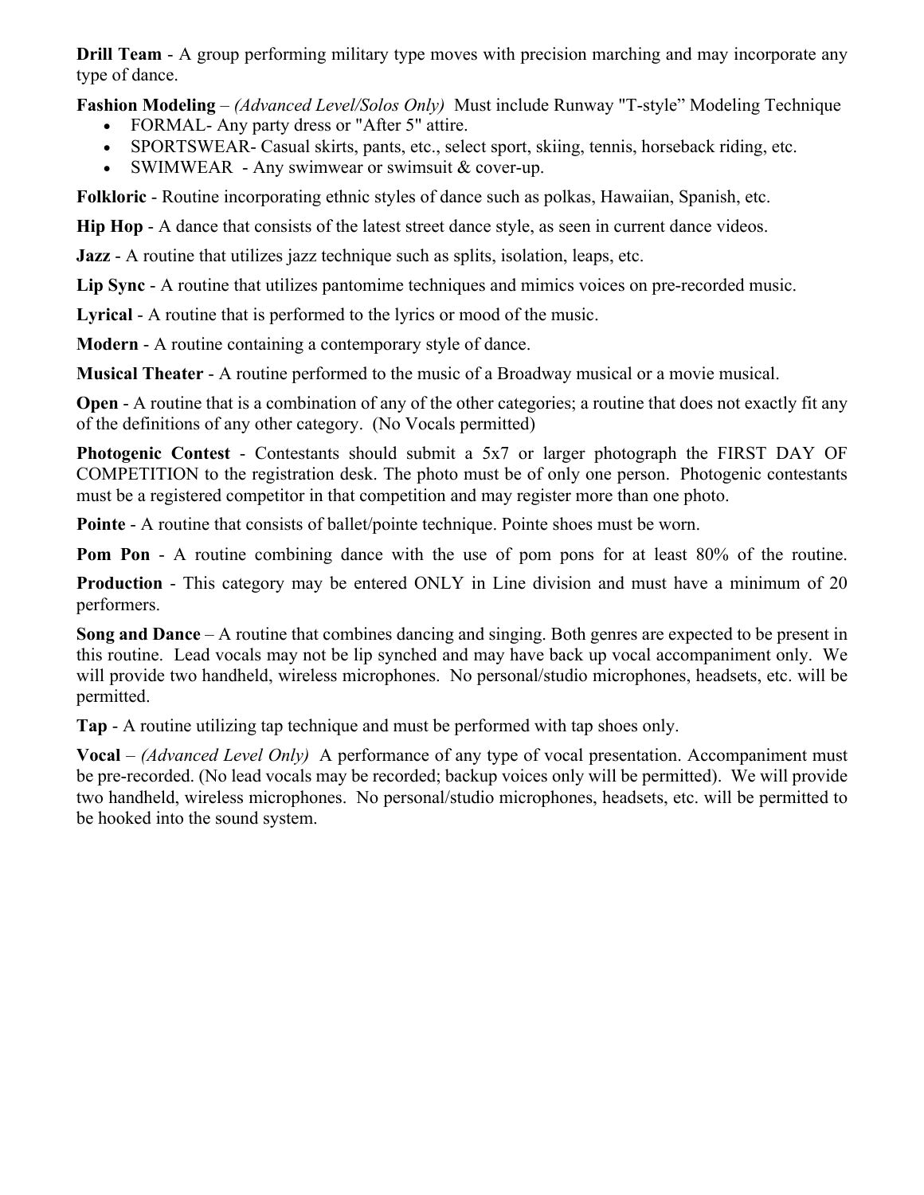**Drill Team** - A group performing military type moves with precision marching and may incorporate any type of dance.

**Fashion Modeling** – *(Advanced Level/Solos Only)* Must include Runway "T-style" Modeling Technique

- FORMAL- Any party dress or "After 5" attire.
- SPORTSWEAR- Casual skirts, pants, etc., select sport, skiing, tennis, horseback riding, etc.
- SWIMWEAR - Any swimwear or swimsuit & cover-up.

**Folkloric** - Routine incorporating ethnic styles of dance such as polkas, Hawaiian, Spanish, etc.

**Hip Hop** - A dance that consists of the latest street dance style, as seen in current dance videos.

**Jazz** - A routine that utilizes jazz technique such as splits, isolation, leaps, etc.

**Lip Sync** - A routine that utilizes pantomime techniques and mimics voices on pre-recorded music.

**Lyrical** - A routine that is performed to the lyrics or mood of the music.

**Modern** - A routine containing a contemporary style of dance.

**Musical Theater** - A routine performed to the music of a Broadway musical or a movie musical.

**Open** - A routine that is a combination of any of the other categories; a routine that does not exactly fit any of the definitions of any other category. (No Vocals permitted)

**Photogenic Contest** - Contestants should submit a 5x7 or larger photograph the FIRST DAY OF COMPETITION to the registration desk. The photo must be of only one person. Photogenic contestants must be a registered competitor in that competition and may register more than one photo.

**Pointe** - A routine that consists of ballet/pointe technique. Pointe shoes must be worn.

**Pom Pon** - A routine combining dance with the use of pom pons for at least 80% of the routine.

**Production** - This category may be entered ONLY in Line division and must have a minimum of 20 performers.

**Song and Dance** – A routine that combines dancing and singing. Both genres are expected to be present in this routine. Lead vocals may not be lip synched and may have back up vocal accompaniment only. We will provide two handheld, wireless microphones. No personal/studio microphones, headsets, etc. will be permitted.

**Tap** - A routine utilizing tap technique and must be performed with tap shoes only.

**Vocal** – *(Advanced Level Only)* A performance of any type of vocal presentation. Accompaniment must be pre-recorded. (No lead vocals may be recorded; backup voices only will be permitted). We will provide two handheld, wireless microphones. No personal/studio microphones, headsets, etc. will be permitted to be hooked into the sound system.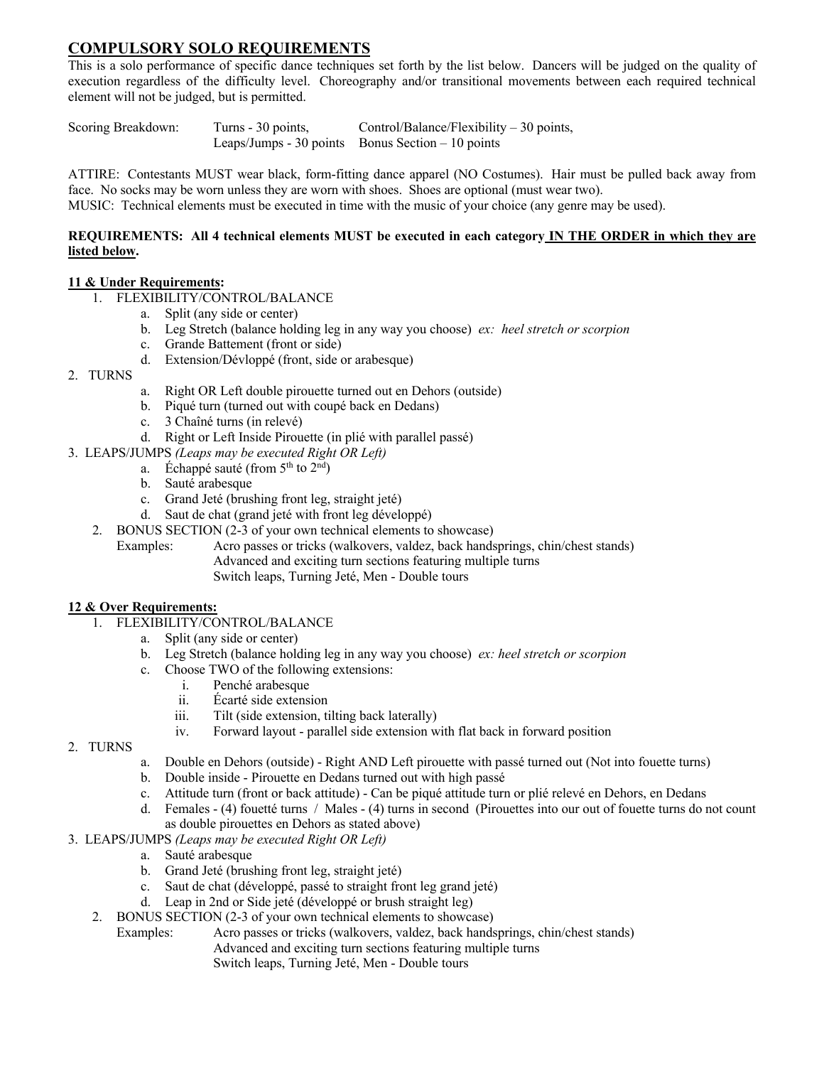## **COMPULSORY SOLO REQUIREMENTS**

This is a solo performance of specific dance techniques set forth by the list below. Dancers will be judged on the quality of execution regardless of the difficulty level. Choreography and/or transitional movements between each required technical element will not be judged, but is permitted.

| Scoring Breakdown: | Turns - 30 points, | Control/Balance/Flexibility – 30 points, |
|---|---|---|
| | Leaps/Jumps - 30 points | Bonus Section – 10 points |

ATTIRE: Contestants MUST wear black, form-fitting dance apparel (NO Costumes). Hair must be pulled back away from face. No socks may be worn unless they are worn with shoes. Shoes are optional (must wear two).
MUSIC: Technical elements must be executed in time with the music of your choice (any genre may be used).

**REQUIREMENTS: All 4 technical elements MUST be executed in each category <u>IN THE ORDER in which they are listed below</u>.**

**<u>11 & Under Requirements:</u>**

1. FLEXIBILITY/CONTROL/BALANCE
   a. Split (any side or center)
   b. Leg Stretch (balance holding leg in any way you choose) *ex: heel stretch or scorpion*
   c. Grande Battement (front or side)
   d. Extension/Dévloppé (front, side or arabesque)
2. TURNS
   a. Right OR Left double pirouette turned out en Dehors (outside)
   b. Piqué turn (turned out with coupé back en Dedans)
   c. 3 Chaîné turns (in relevé)
   d. Right or Left Inside Pirouette (in plié with parallel passé)
3. LEAPS/JUMPS *(Leaps may be executed Right OR Left)*
   a. Échappé sauté (from 5th to 2nd)
   b. Sauté arabesque
   c. Grand Jeté (brushing front leg, straight jeté)
   d. Saut de chat (grand jeté with front leg développé)
2. BONUS SECTION (2-3 of your own technical elements to showcase)
   Examples: Acro passes or tricks (walkovers, valdez, back handsprings, chin/chest stands)
   Advanced and exciting turn sections featuring multiple turns
   Switch leaps, Turning Jeté, Men - Double tours

**<u>12 & Over Requirements:</u>**

1. FLEXIBILITY/CONTROL/BALANCE
   a. Split (any side or center)
   b. Leg Stretch (balance holding leg in any way you choose) *ex: heel stretch or scorpion*
   c. Choose TWO of the following extensions:
      i. Penché arabesque
      ii. Écarté side extension
      iii. Tilt (side extension, tilting back laterally)
      iv. Forward layout - parallel side extension with flat back in forward position
2. TURNS
   a. Double en Dehors (outside) - Right AND Left pirouette with passé turned out (Not into fouette turns)
   b. Double inside - Pirouette en Dedans turned out with high passé
   c. Attitude turn (front or back attitude) - Can be piqué attitude turn or plié relevé en Dehors, en Dedans
   d. Females - (4) fouetté turns / Males - (4) turns in second (Pirouettes into our out of fouette turns do not count as double pirouettes en Dehors as stated above)
3. LEAPS/JUMPS *(Leaps may be executed Right OR Left)*
   a. Sauté arabesque
   b. Grand Jeté (brushing front leg, straight jeté)
   c. Saut de chat (développé, passé to straight front leg grand jeté)
   d. Leap in 2nd or Side jeté (développé or brush straight leg)
2. BONUS SECTION (2-3 of your own technical elements to showcase)
   Examples: Acro passes or tricks (walkovers, valdez, back handsprings, chin/chest stands)
   Advanced and exciting turn sections featuring multiple turns
   Switch leaps, Turning Jeté, Men - Double tours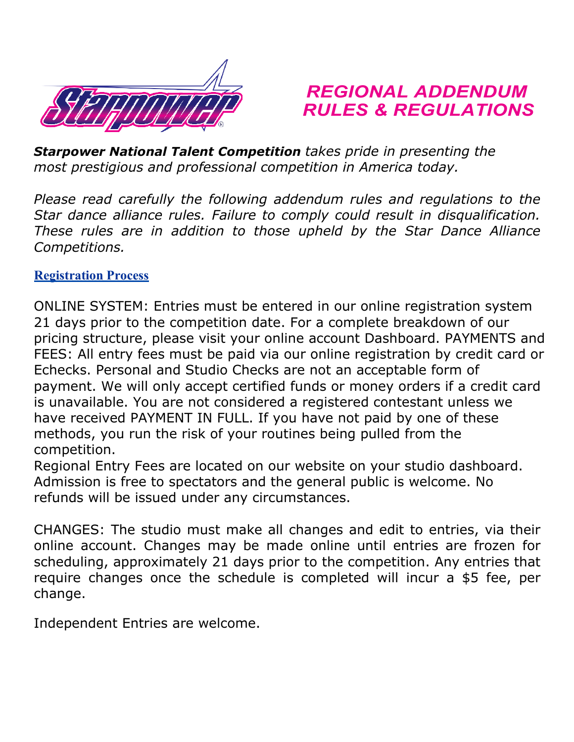# REGIONAL ADDENDUM RULES & REGULATIONS

***Starpower National Talent Competition** takes pride in presenting the most prestigious and professional competition in America today.*

*Please read carefully the following addendum rules and regulations to the Star dance alliance rules. Failure to comply could result in disqualification. These rules are in addition to those upheld by the Star Dance Alliance Competitions.*

## Registration Process

ONLINE SYSTEM: Entries must be entered in our online registration system 21 days prior to the competition date. For a complete breakdown of our pricing structure, please visit your online account Dashboard. PAYMENTS and FEES: All entry fees must be paid via our online registration by credit card or Echecks. Personal and Studio Checks are not an acceptable form of payment. We will only accept certified funds or money orders if a credit card is unavailable. You are not considered a registered contestant unless we have received PAYMENT IN FULL. If you have not paid by one of these methods, you run the risk of your routines being pulled from the competition.
Regional Entry Fees are located on our website on your studio dashboard. Admission is free to spectators and the general public is welcome. No refunds will be issued under any circumstances.

CHANGES: The studio must make all changes and edit to entries, via their online account. Changes may be made online until entries are frozen for scheduling, approximately 21 days prior to the competition. Any entries that require changes once the schedule is completed will incur a $5 fee, per change.

Independent Entries are welcome.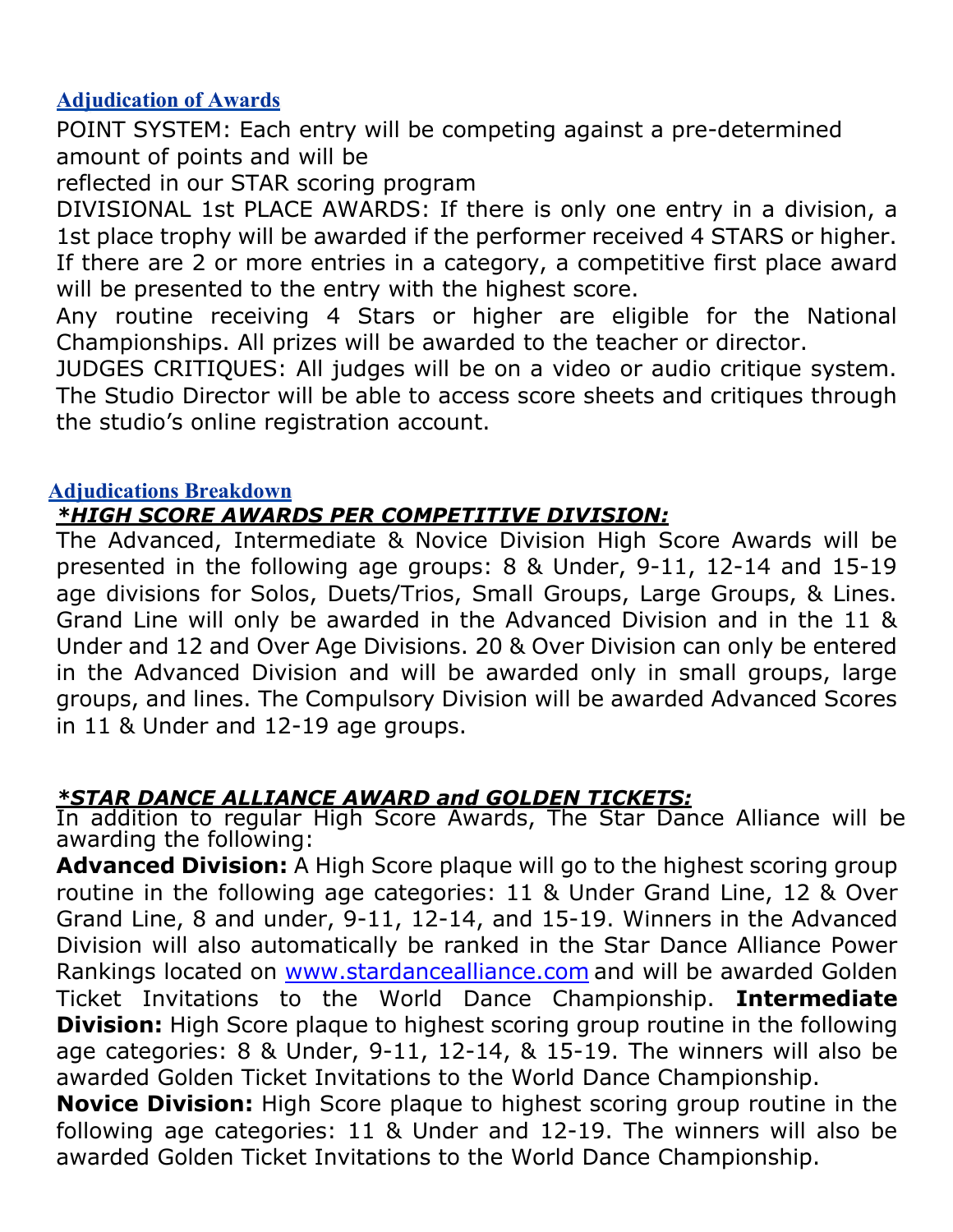## Adjudication of Awards

POINT SYSTEM: Each entry will be competing against a pre-determined amount of points and will be reflected in our STAR scoring program

DIVISIONAL 1st PLACE AWARDS: If there is only one entry in a division, a 1st place trophy will be awarded if the performer received 4 STARS or higher. If there are 2 or more entries in a category, a competitive first place award will be presented to the entry with the highest score.

Any routine receiving 4 Stars or higher are eligible for the National Championships. All prizes will be awarded to the teacher or director.

JUDGES CRITIQUES: All judges will be on a video or audio critique system. The Studio Director will be able to access score sheets and critiques through the studio's online registration account.

## Adjudications Breakdown

***\*HIGH SCORE AWARDS PER COMPETITIVE DIVISION:***

The Advanced, Intermediate & Novice Division High Score Awards will be presented in the following age groups: 8 & Under, 9-11, 12-14 and 15-19 age divisions for Solos, Duets/Trios, Small Groups, Large Groups, & Lines. Grand Line will only be awarded in the Advanced Division and in the 11 & Under and 12 and Over Age Divisions. 20 & Over Division can only be entered in the Advanced Division and will be awarded only in small groups, large groups, and lines. The Compulsory Division will be awarded Advanced Scores in 11 & Under and 12-19 age groups.

***\*STAR DANCE ALLIANCE AWARD and GOLDEN TICKETS:***

In addition to regular High Score Awards, The Star Dance Alliance will be awarding the following:

**Advanced Division:** A High Score plaque will go to the highest scoring group routine in the following age categories: 11 & Under Grand Line, 12 & Over Grand Line, 8 and under, 9-11, 12-14, and 15-19. Winners in the Advanced Division will also automatically be ranked in the Star Dance Alliance Power Rankings located on [www.stardancealliance.com](http://www.stardancealliance.com) and will be awarded Golden Ticket Invitations to the World Dance Championship. **Intermediate Division:** High Score plaque to highest scoring group routine in the following age categories: 8 & Under, 9-11, 12-14, & 15-19. The winners will also be awarded Golden Ticket Invitations to the World Dance Championship.

**Novice Division:** High Score plaque to highest scoring group routine in the following age categories: 11 & Under and 12-19. The winners will also be awarded Golden Ticket Invitations to the World Dance Championship.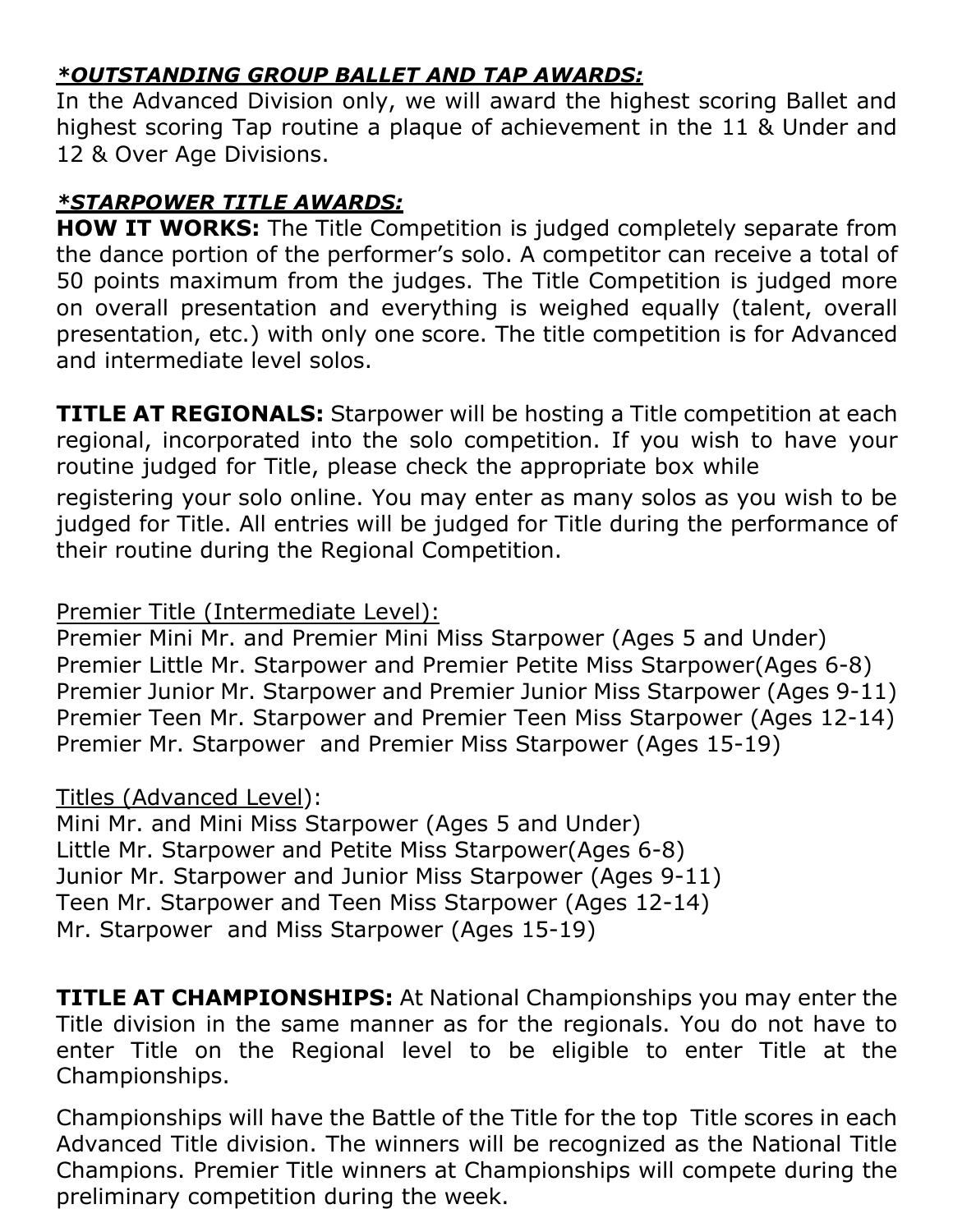***\*OUTSTANDING GROUP BALLET AND TAP AWARDS:***

In the Advanced Division only, we will award the highest scoring Ballet and highest scoring Tap routine a plaque of achievement in the 11 & Under and 12 & Over Age Divisions.

***\*STARPOWER TITLE AWARDS:***

**HOW IT WORKS:** The Title Competition is judged completely separate from the dance portion of the performer's solo. A competitor can receive a total of 50 points maximum from the judges. The Title Competition is judged more on overall presentation and everything is weighed equally (talent, overall presentation, etc.) with only one score. The title competition is for Advanced and intermediate level solos.

**TITLE AT REGIONALS:** Starpower will be hosting a Title competition at each regional, incorporated into the solo competition. If you wish to have your routine judged for Title, please check the appropriate box while registering your solo online. You may enter as many solos as you wish to be judged for Title. All entries will be judged for Title during the performance of their routine during the Regional Competition.

<u>Premier Title (Intermediate Level):</u>

Premier Mini Mr. and Premier Mini Miss Starpower (Ages 5 and Under)
Premier Little Mr. Starpower and Premier Petite Miss Starpower(Ages 6-8)
Premier Junior Mr. Starpower and Premier Junior Miss Starpower (Ages 9-11)
Premier Teen Mr. Starpower and Premier Teen Miss Starpower (Ages 12-14)
Premier Mr. Starpower and Premier Miss Starpower (Ages 15-19)

<u>Titles (Advanced Level)</u>:

Mini Mr. and Mini Miss Starpower (Ages 5 and Under)
Little Mr. Starpower and Petite Miss Starpower(Ages 6-8)
Junior Mr. Starpower and Junior Miss Starpower (Ages 9-11)
Teen Mr. Starpower and Teen Miss Starpower (Ages 12-14)
Mr. Starpower and Miss Starpower (Ages 15-19)

**TITLE AT CHAMPIONSHIPS:** At National Championships you may enter the Title division in the same manner as for the regionals. You do not have to enter Title on the Regional level to be eligible to enter Title at the Championships.

Championships will have the Battle of the Title for the top Title scores in each Advanced Title division. The winners will be recognized as the National Title Champions. Premier Title winners at Championships will compete during the preliminary competition during the week.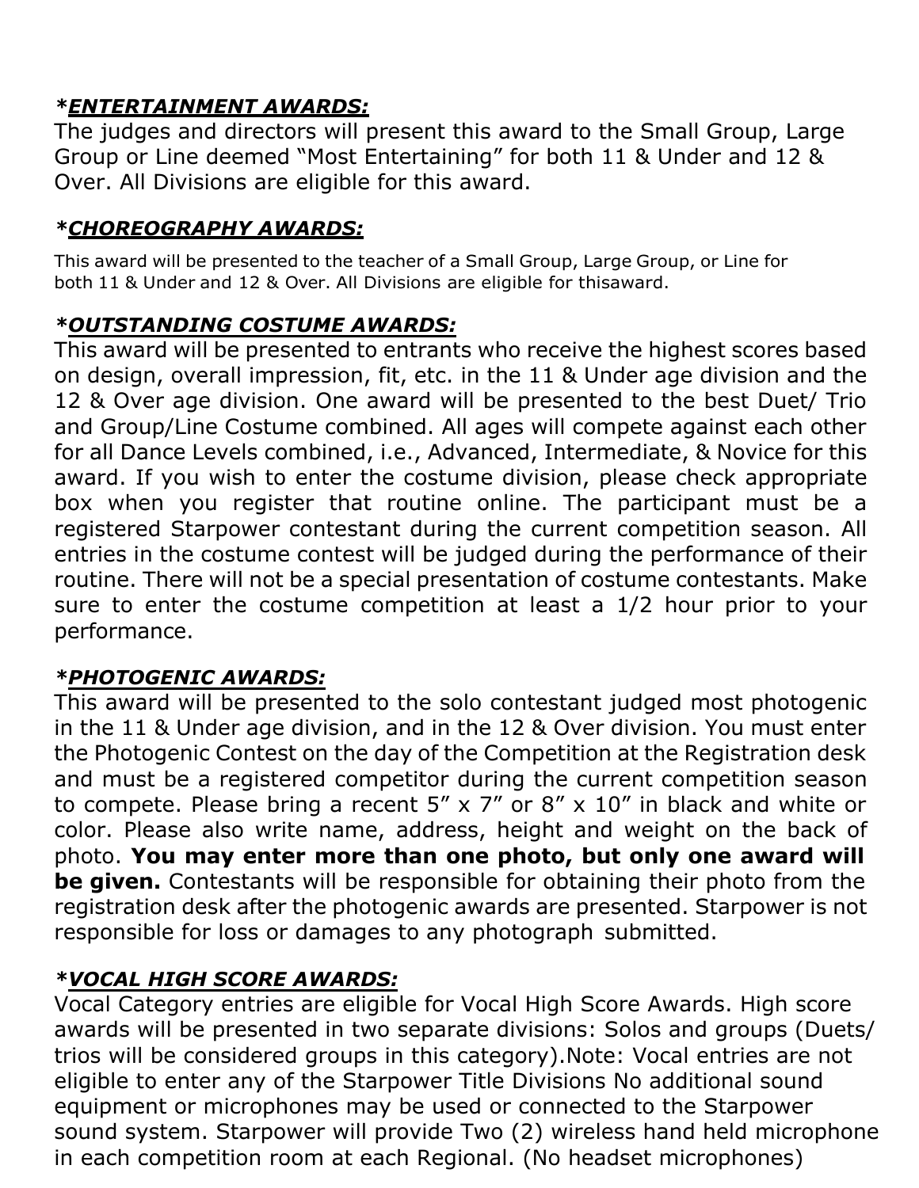***ENTERTAINMENT AWARDS:***
The judges and directors will present this award to the Small Group, Large Group or Line deemed "Most Entertaining" for both 11 & Under and 12 & Over. All Divisions are eligible for this award.

***CHOREOGRAPHY AWARDS:***
This award will be presented to the teacher of a Small Group, Large Group, or Line for both 11 & Under and 12 & Over. All Divisions are eligible for thisaward.

***OUTSTANDING COSTUME AWARDS:***
This award will be presented to entrants who receive the highest scores based on design, overall impression, fit, etc. in the 11 & Under age division and the 12 & Over age division. One award will be presented to the best Duet/ Trio and Group/Line Costume combined. All ages will compete against each other for all Dance Levels combined, i.e., Advanced, Intermediate, & Novice for this award. If you wish to enter the costume division, please check appropriate box when you register that routine online. The participant must be a registered Starpower contestant during the current competition season. All entries in the costume contest will be judged during the performance of their routine. There will not be a special presentation of costume contestants. Make sure to enter the costume competition at least a 1/2 hour prior to your performance.

***PHOTOGENIC AWARDS:***
This award will be presented to the solo contestant judged most photogenic in the 11 & Under age division, and in the 12 & Over division. You must enter the Photogenic Contest on the day of the Competition at the Registration desk and must be a registered competitor during the current competition season to compete. Please bring a recent 5" x 7" or 8" x 10" in black and white or color. Please also write name, address, height and weight on the back of photo. **You may enter more than one photo, but only one award will be given.** Contestants will be responsible for obtaining their photo from the registration desk after the photogenic awards are presented. Starpower is not responsible for loss or damages to any photograph submitted.

***VOCAL HIGH SCORE AWARDS:***
Vocal Category entries are eligible for Vocal High Score Awards. High score awards will be presented in two separate divisions: Solos and groups (Duets/ trios will be considered groups in this category).Note: Vocal entries are not eligible to enter any of the Starpower Title Divisions No additional sound equipment or microphones may be used or connected to the Starpower sound system. Starpower will provide Two (2) wireless hand held microphone in each competition room at each Regional. (No headset microphones)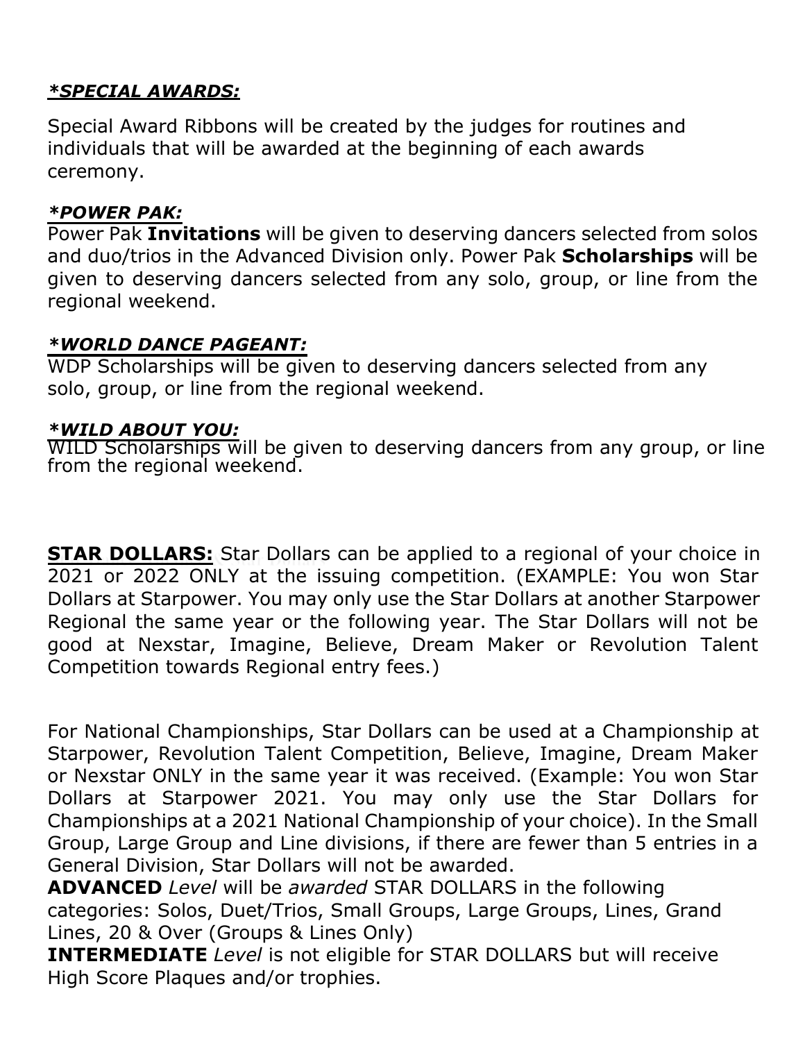***SPECIAL AWARDS:***

Special Award Ribbons will be created by the judges for routines and individuals that will be awarded at the beginning of each awards ceremony.

***POWER PAK:***

Power Pak **Invitations** will be given to deserving dancers selected from solos and duo/trios in the Advanced Division only. Power Pak **Scholarships** will be given to deserving dancers selected from any solo, group, or line from the regional weekend.

***WORLD DANCE PAGEANT:***

WDP Scholarships will be given to deserving dancers selected from any solo, group, or line from the regional weekend.

***WILD ABOUT YOU:***

WILD Scholarships will be given to deserving dancers from any group, or line from the regional weekend.

**STAR DOLLARS:** Star Dollars can be applied to a regional of your choice in 2021 or 2022 ONLY at the issuing competition. (EXAMPLE: You won Star Dollars at Starpower. You may only use the Star Dollars at another Starpower Regional the same year or the following year. The Star Dollars will not be good at Nexstar, Imagine, Believe, Dream Maker or Revolution Talent Competition towards Regional entry fees.)

For National Championships, Star Dollars can be used at a Championship at Starpower, Revolution Talent Competition, Believe, Imagine, Dream Maker or Nexstar ONLY in the same year it was received. (Example: You won Star Dollars at Starpower 2021. You may only use the Star Dollars for Championships at a 2021 National Championship of your choice). In the Small Group, Large Group and Line divisions, if there are fewer than 5 entries in a General Division, Star Dollars will not be awarded.

**ADVANCED** *Level* will be *awarded* STAR DOLLARS in the following categories: Solos, Duet/Trios, Small Groups, Large Groups, Lines, Grand Lines, 20 & Over (Groups & Lines Only)

**INTERMEDIATE** *Level* is not eligible for STAR DOLLARS but will receive High Score Plaques and/or trophies.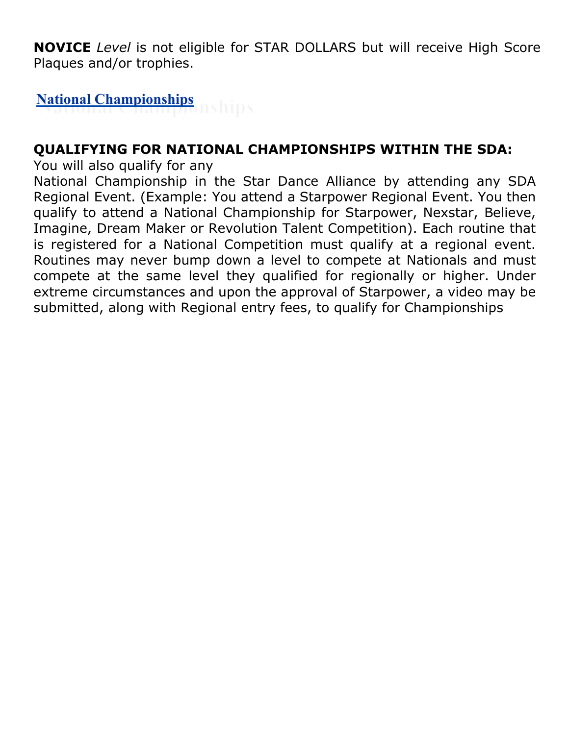**NOVICE** *Level* is not eligible for STAR DOLLARS but will receive High Score Plaques and/or trophies.

## National Championships

**QUALIFYING FOR NATIONAL CHAMPIONSHIPS WITHIN THE SDA:**

You will also qualify for any National Championship in the Star Dance Alliance by attending any SDA Regional Event. (Example: You attend a Starpower Regional Event. You then qualify to attend a National Championship for Starpower, Nexstar, Believe, Imagine, Dream Maker or Revolution Talent Competition). Each routine that is registered for a National Competition must qualify at a regional event. Routines may never bump down a level to compete at Nationals and must compete at the same level they qualified for regionally or higher. Under extreme circumstances and upon the approval of Starpower, a video may be submitted, along with Regional entry fees, to qualify for Championships